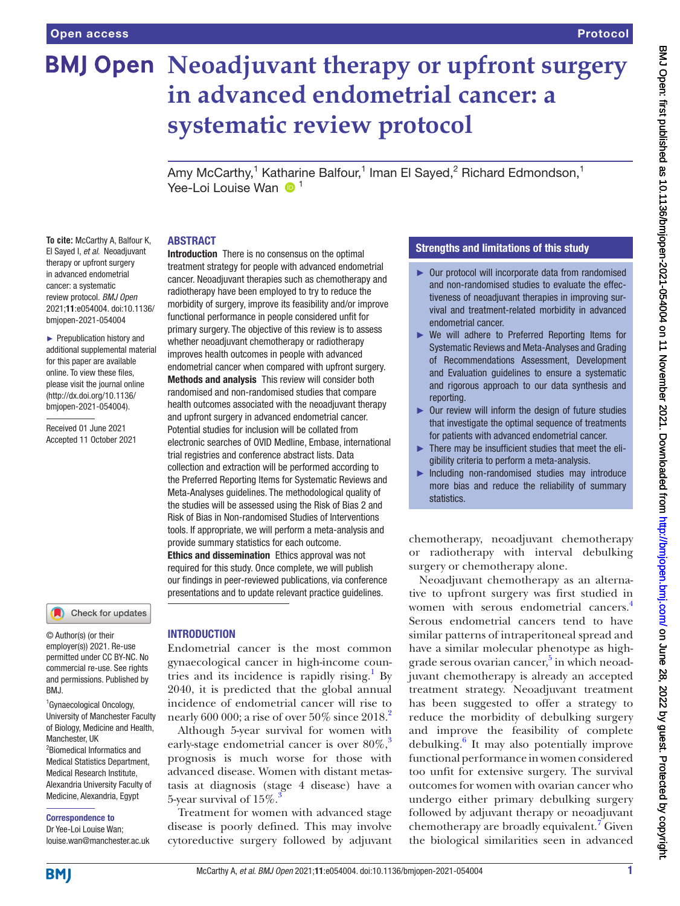Open access

Protocol

# Neoadjuvant therapy or upfront surgery in advanced endometrial cancer: a systematic review protocol

Amy McCarthy,[1] Katharine Balfour,[1] Iman El Sayed,[2] Richard Edmondson,[1] Yee-Loi Louise Wan [1]

**To cite:** McCarthy A, Balfour K, El Sayed I, *et al*. Neoadjuvant therapy or upfront surgery in advanced endometrial cancer: a systematic review protocol. *BMJ Open* 2021;**11**:e054004. doi:10.1136/bmjopen-2021-054004

► Prepublication history and additional supplemental material for this paper are available online. To view these files, please visit the journal online (http://dx.doi.org/10.1136/bmjopen-2021-054004).

Received 01 June 2021
Accepted 11 October 2021

© Author(s) (or their employer(s)) 2021. Re-use permitted under CC BY-NC. No commercial re-use. See rights and permissions. Published by BMJ.

[1]Gynaecological Oncology, University of Manchester Faculty of Biology, Medicine and Health, Manchester, UK
[2]Biomedical Informatics and Medical Statistics Department, Medical Research Institute, Alexandria University Faculty of Medicine, Alexandria, Egypt

**Correspondence to**
Dr Yee-Loi Louise Wan;
louise.wan@manchester.ac.uk

## ABSTRACT

**Introduction** There is no consensus on the optimal treatment strategy for people with advanced endometrial cancer. Neoadjuvant therapies such as chemotherapy and radiotherapy have been employed to try to reduce the morbidity of surgery, improve its feasibility and/or improve functional performance in people considered unfit for primary surgery. The objective of this review is to assess whether neoadjuvant chemotherapy or radiotherapy improves health outcomes in people with advanced endometrial cancer when compared with upfront surgery.

**Methods and analysis** This review will consider both randomised and non-randomised studies that compare health outcomes associated with the neoadjuvant therapy and upfront surgery in advanced endometrial cancer. Potential studies for inclusion will be collated from electronic searches of OVID Medline, Embase, international trial registries and conference abstract lists. Data collection and extraction will be performed according to the Preferred Reporting Items for Systematic Reviews and Meta-Analyses guidelines. The methodological quality of the studies will be assessed using the Risk of Bias 2 and Risk of Bias in Non-randomised Studies of Interventions tools. If appropriate, we will perform a meta-analysis and provide summary statistics for each outcome.

**Ethics and dissemination** Ethics approval was not required for this study. Once complete, we will publish our findings in peer-reviewed publications, via conference presentations and to update relevant practice guidelines.

### Strengths and limitations of this study

- ► Our protocol will incorporate data from randomised and non-randomised studies to evaluate the effectiveness of neoadjuvant therapies in improving survival and treatment-related morbidity in advanced endometrial cancer.
- ► We will adhere to Preferred Reporting Items for Systematic Reviews and Meta-Analyses and Grading of Recommendations Assessment, Development and Evaluation guidelines to ensure a systematic and rigorous approach to our data synthesis and reporting.
- ► Our review will inform the design of future studies that investigate the optimal sequence of treatments for patients with advanced endometrial cancer.
- ► There may be insufficient studies that meet the eligibility criteria to perform a meta-analysis.
- ► Including non-randomised studies may introduce more bias and reduce the reliability of summary statistics.

## INTRODUCTION

Endometrial cancer is the most common gynaecological cancer in high-income countries and its incidence is rapidly rising.[1] By 2040, it is predicted that the global annual incidence of endometrial cancer will rise to nearly 600 000; a rise of over 50% since 2018.[2]

Although 5-year survival for women with early-stage endometrial cancer is over 80%,[3] prognosis is much worse for those with advanced disease. Women with distant metastasis at diagnosis (stage 4 disease) have a 5-year survival of 15%.[3]

Treatment for women with advanced stage disease is poorly defined. This may involve cytoreductive surgery followed by adjuvant chemotherapy, neoadjuvant chemotherapy or radiotherapy with interval debulking surgery or chemotherapy alone.

Neoadjuvant chemotherapy as an alternative to upfront surgery was first studied in women with serous endometrial cancers.[4] Serous endometrial cancers tend to have similar patterns of intraperitoneal spread and have a similar molecular phenotype as high-grade serous ovarian cancer,[5] in which neoadjuvant chemotherapy is already an accepted treatment strategy. Neoadjuvant treatment has been suggested to offer a strategy to reduce the morbidity of debulking surgery and improve the feasibility of complete debulking.[6] It may also potentially improve functional performance in women considered too unfit for extensive surgery. The survival outcomes for women with ovarian cancer who undergo either primary debulking surgery followed by adjuvant therapy or neoadjuvant chemotherapy are broadly equivalent.[7] Given the biological similarities seen in advanced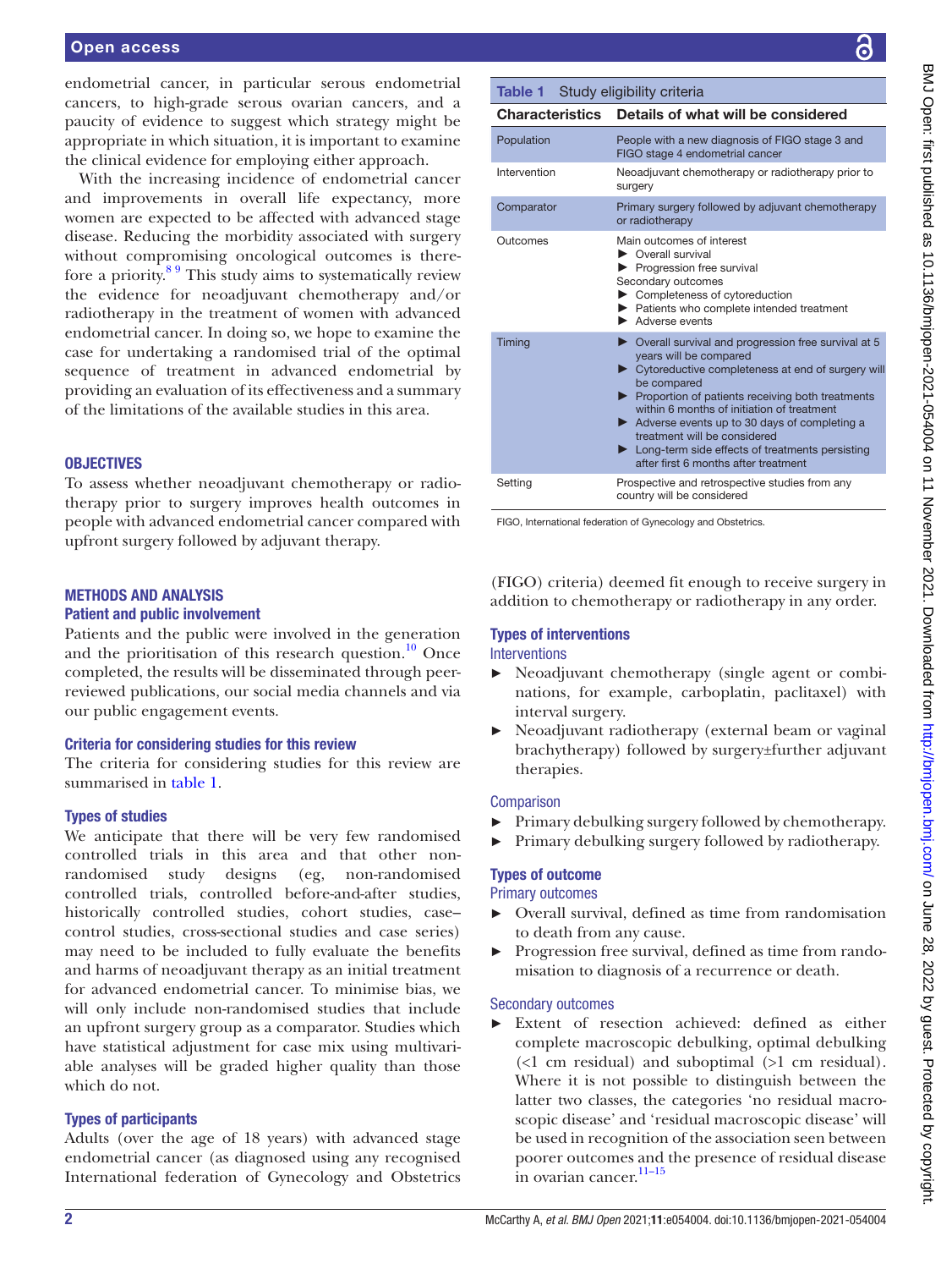endometrial cancer, in particular serous endometrial cancers, to high-grade serous ovarian cancers, and a paucity of evidence to suggest which strategy might be appropriate in which situation, it is important to examine the clinical evidence for employing either approach.

With the increasing incidence of endometrial cancer and improvements in overall life expectancy, more women are expected to be affected with advanced stage disease. Reducing the morbidity associated with surgery without compromising oncological outcomes is therefore a priority.[8 9] This study aims to systematically review the evidence for neoadjuvant chemotherapy and/or radiotherapy in the treatment of women with advanced endometrial cancer. In doing so, we hope to examine the case for undertaking a randomised trial of the optimal sequence of treatment in advanced endometrial by providing an evaluation of its effectiveness and a summary of the limitations of the available studies in this area.

## OBJECTIVES

To assess whether neoadjuvant chemotherapy or radiotherapy prior to surgery improves health outcomes in people with advanced endometrial cancer compared with upfront surgery followed by adjuvant therapy.

## METHODS AND ANALYSIS

### Patient and public involvement

Patients and the public were involved in the generation and the prioritisation of this research question.[10] Once completed, the results will be disseminated through peer-reviewed publications, our social media channels and via our public engagement events.

### Criteria for considering studies for this review

The criteria for considering studies for this review are summarised in table 1.

**Table 1** Study eligibility criteria

| Characteristics | Details of what will be considered |
|---|---|
| Population | People with a new diagnosis of FIGO stage 3 and FIGO stage 4 endometrial cancer |
| Intervention | Neoadjuvant chemotherapy or radiotherapy prior to surgery |
| Comparator | Primary surgery followed by adjuvant chemotherapy or radiotherapy |
| Outcomes | Main outcomes of interest<br>► Overall survival<br>► Progression free survival<br>Secondary outcomes<br>► Completeness of cytoreduction<br>► Patients who complete intended treatment<br>► Adverse events |
| Timing | ► Overall survival and progression free survival at 5 years will be compared<br>► Cytoreductive completeness at end of surgery will be compared<br>► Proportion of patients receiving both treatments within 6 months of initiation of treatment<br>► Adverse events up to 30 days of completing a treatment will be considered<br>► Long-term side effects of treatments persisting after first 6 months after treatment |
| Setting | Prospective and retrospective studies from any country will be considered |

FIGO, International federation of Gynecology and Obstetrics.

### Types of studies

We anticipate that there will be very few randomised controlled trials in this area and that other non-randomised study designs (eg, non-randomised controlled trials, controlled before-and-after studies, historically controlled studies, cohort studies, case–control studies, cross-sectional studies and case series) may need to be included to fully evaluate the benefits and harms of neoadjuvant therapy as an initial treatment for advanced endometrial cancer. To minimise bias, we will only include non-randomised studies that include an upfront surgery group as a comparator. Studies which have statistical adjustment for case mix using multivariable analyses will be graded higher quality than those which do not.

### Types of participants

Adults (over the age of 18 years) with advanced stage endometrial cancer (as diagnosed using any recognised International federation of Gynecology and Obstetrics (FIGO) criteria) deemed fit enough to receive surgery in addition to chemotherapy or radiotherapy in any order.

### Types of interventions

#### Interventions

- Neoadjuvant chemotherapy (single agent or combinations, for example, carboplatin, paclitaxel) with interval surgery.
- Neoadjuvant radiotherapy (external beam or vaginal brachytherapy) followed by surgery±further adjuvant therapies.

#### Comparison

- Primary debulking surgery followed by chemotherapy.
- Primary debulking surgery followed by radiotherapy.

### Types of outcome

#### Primary outcomes

- Overall survival, defined as time from randomisation to death from any cause.
- Progression free survival, defined as time from randomisation to diagnosis of a recurrence or death.

#### Secondary outcomes

- Extent of resection achieved: defined as either complete macroscopic debulking, optimal debulking (<1 cm residual) and suboptimal (>1 cm residual). Where it is not possible to distinguish between the latter two classes, the categories 'no residual macroscopic disease' and 'residual macroscopic disease' will be used in recognition of the association seen between poorer outcomes and the presence of residual disease in ovarian cancer.[11–15]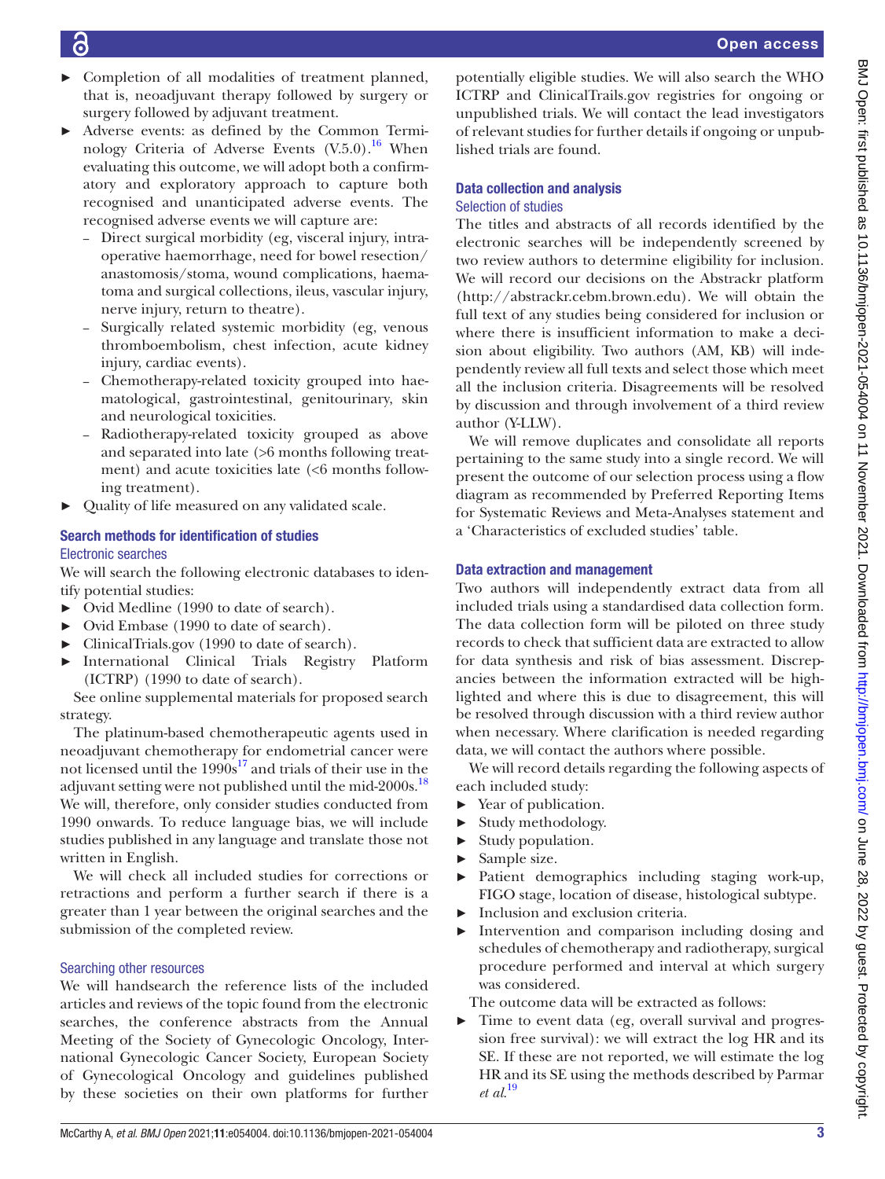- Completion of all modalities of treatment planned, that is, neoadjuvant therapy followed by surgery or surgery followed by adjuvant treatment.
- Adverse events: as defined by the Common Terminology Criteria of Adverse Events (V.5.0).[16] When evaluating this outcome, we will adopt both a confirmatory and exploratory approach to capture both recognised and unanticipated adverse events. The recognised adverse events we will capture are:
  - Direct surgical morbidity (eg, visceral injury, intraoperative haemorrhage, need for bowel resection/anastomosis/stoma, wound complications, haematoma and surgical collections, ileus, vascular injury, nerve injury, return to theatre).
  - Surgically related systemic morbidity (eg, venous thromboembolism, chest infection, acute kidney injury, cardiac events).
  - Chemotherapy-related toxicity grouped into haematological, gastrointestinal, genitourinary, skin and neurological toxicities.
  - Radiotherapy-related toxicity grouped as above and separated into late (>6 months following treatment) and acute toxicities late (<6 months following treatment).
- Quality of life measured on any validated scale.

## Search methods for identification of studies

### Electronic searches

We will search the following electronic databases to identify potential studies:

- Ovid Medline (1990 to date of search).
- Ovid Embase (1990 to date of search).
- ClinicalTrials.gov (1990 to date of search).
- International Clinical Trials Registry Platform (ICTRP) (1990 to date of search).

See online supplemental materials for proposed search strategy.

The platinum-based chemotherapeutic agents used in neoadjuvant chemotherapy for endometrial cancer were not licensed until the 1990s[17] and trials of their use in the adjuvant setting were not published until the mid-2000s.[18] We will, therefore, only consider studies conducted from 1990 onwards. To reduce language bias, we will include studies published in any language and translate those not written in English.

We will check all included studies for corrections or retractions and perform a further search if there is a greater than 1 year between the original searches and the submission of the completed review.

### Searching other resources

We will handsearch the reference lists of the included articles and reviews of the topic found from the electronic searches, the conference abstracts from the Annual Meeting of the Society of Gynecologic Oncology, International Gynecologic Cancer Society, European Society of Gynecological Oncology and guidelines published by these societies on their own platforms for further potentially eligible studies. We will also search the WHO ICTRP and ClinicalTrails.gov registries for ongoing or unpublished trials. We will contact the lead investigators of relevant studies for further details if ongoing or unpublished trials are found.

## Data collection and analysis

### Selection of studies

The titles and abstracts of all records identified by the electronic searches will be independently screened by two review authors to determine eligibility for inclusion. We will record our decisions on the Abstrackr platform (http://abstrackr.cebm.brown.edu). We will obtain the full text of any studies being considered for inclusion or where there is insufficient information to make a decision about eligibility. Two authors (AM, KB) will independently review all full texts and select those which meet all the inclusion criteria. Disagreements will be resolved by discussion and through involvement of a third review author (Y-LLW).

We will remove duplicates and consolidate all reports pertaining to the same study into a single record. We will present the outcome of our selection process using a flow diagram as recommended by Preferred Reporting Items for Systematic Reviews and Meta-Analyses statement and a 'Characteristics of excluded studies' table.

## Data extraction and management

Two authors will independently extract data from all included trials using a standardised data collection form. The data collection form will be piloted on three study records to check that sufficient data are extracted to allow for data synthesis and risk of bias assessment. Discrepancies between the information extracted will be highlighted and where this is due to disagreement, this will be resolved through discussion with a third review author when necessary. Where clarification is needed regarding data, we will contact the authors where possible.

We will record details regarding the following aspects of each included study:

- Year of publication.
- Study methodology.
- Study population.
- Sample size.
- Patient demographics including staging work-up, FIGO stage, location of disease, histological subtype.
- Inclusion and exclusion criteria.
- Intervention and comparison including dosing and schedules of chemotherapy and radiotherapy, surgical procedure performed and interval at which surgery was considered.

The outcome data will be extracted as follows:

- Time to event data (eg, overall survival and progression free survival): we will extract the log HR and its SE. If these are not reported, we will estimate the log HR and its SE using the methods described by Parmar *et al*.[19]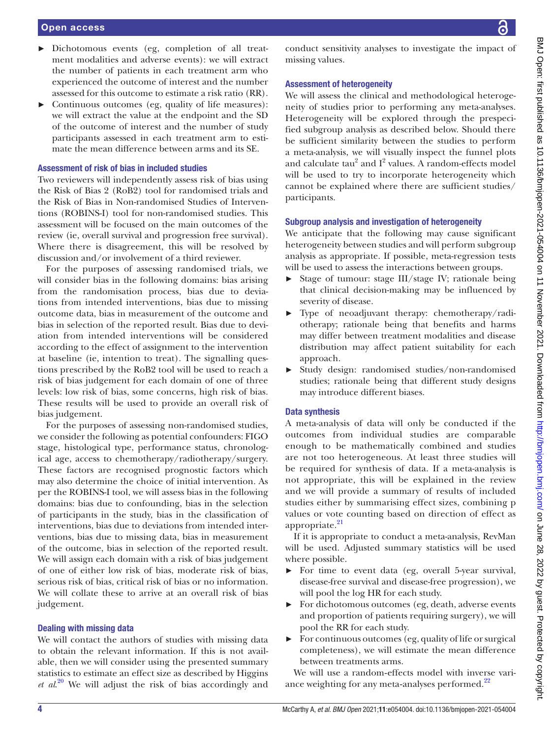- Dichotomous events (eg, completion of all treatment modalities and adverse events): we will extract the number of patients in each treatment arm who experienced the outcome of interest and the number assessed for this outcome to estimate a risk ratio (RR).
- Continuous outcomes (eg, quality of life measures): we will extract the value at the endpoint and the SD of the outcome of interest and the number of study participants assessed in each treatment arm to estimate the mean difference between arms and its SE.

### Assessment of risk of bias in included studies

Two reviewers will independently assess risk of bias using the Risk of Bias 2 (RoB2) tool for randomised trials and the Risk of Bias in Non-randomised Studies of Interventions (ROBINS-I) tool for non-randomised studies. This assessment will be focused on the main outcomes of the review (ie, overall survival and progression free survival). Where there is disagreement, this will be resolved by discussion and/or involvement of a third reviewer.

For the purposes of assessing randomised trials, we will consider bias in the following domains: bias arising from the randomisation process, bias due to deviations from intended interventions, bias due to missing outcome data, bias in measurement of the outcome and bias in selection of the reported result. Bias due to deviation from intended interventions will be considered according to the effect of assignment to the intervention at baseline (ie, intention to treat). The signalling questions prescribed by the RoB2 tool will be used to reach a risk of bias judgement for each domain of one of three levels: low risk of bias, some concerns, high risk of bias. These results will be used to provide an overall risk of bias judgement.

For the purposes of assessing non-randomised studies, we consider the following as potential confounders: FIGO stage, histological type, performance status, chronological age, access to chemotherapy/radiotherapy/surgery. These factors are recognised prognostic factors which may also determine the choice of initial intervention. As per the ROBINS-I tool, we will assess bias in the following domains: bias due to confounding, bias in the selection of participants in the study, bias in the classification of interventions, bias due to deviations from intended interventions, bias due to missing data, bias in measurement of the outcome, bias in selection of the reported result. We will assign each domain with a risk of bias judgement of one of either low risk of bias, moderate risk of bias, serious risk of bias, critical risk of bias or no information. We will collate these to arrive at an overall risk of bias judgement.

### Dealing with missing data

We will contact the authors of studies with missing data to obtain the relevant information. If this is not available, then we will consider using the presented summary statistics to estimate an effect size as described by Higgins *et al*.[20] We will adjust the risk of bias accordingly and conduct sensitivity analyses to investigate the impact of missing values.

### Assessment of heterogeneity

We will assess the clinical and methodological heterogeneity of studies prior to performing any meta-analyses. Heterogeneity will be explored through the prespecified subgroup analysis as described below. Should there be sufficient similarity between the studies to perform a meta-analysis, we will visually inspect the funnel plots and calculate $tau^2$ and $I^2$ values. A random-effects model will be used to try to incorporate heterogeneity which cannot be explained where there are sufficient studies/participants.

### Subgroup analysis and investigation of heterogeneity

We anticipate that the following may cause significant heterogeneity between studies and will perform subgroup analysis as appropriate. If possible, meta-regression tests will be used to assess the interactions between groups.

- Stage of tumour: stage III/stage IV; rationale being that clinical decision-making may be influenced by severity of disease.
- Type of neoadjuvant therapy: chemotherapy/radiotherapy; rationale being that benefits and harms may differ between treatment modalities and disease distribution may affect patient suitability for each approach.
- Study design: randomised studies/non-randomised studies; rationale being that different study designs may introduce different biases.

### Data synthesis

A meta-analysis of data will only be conducted if the outcomes from individual studies are comparable enough to be mathematically combined and studies are not too heterogeneous. At least three studies will be required for synthesis of data. If a meta-analysis is not appropriate, this will be explained in the review and we will provide a summary of results of included studies either by summarising effect sizes, combining p values or vote counting based on direction of effect as appropriate.[21]

If it is appropriate to conduct a meta-analysis, RevMan will be used. Adjusted summary statistics will be used where possible.

- For time to event data (eg, overall 5-year survival, disease-free survival and disease-free progression), we will pool the log HR for each study.
- For dichotomous outcomes (eg, death, adverse events and proportion of patients requiring surgery), we will pool the RR for each study.
- For continuous outcomes (eg, quality of life or surgical completeness), we will estimate the mean difference between treatments arms.

We will use a random-effects model with inverse variance weighting for any meta-analyses performed.[22]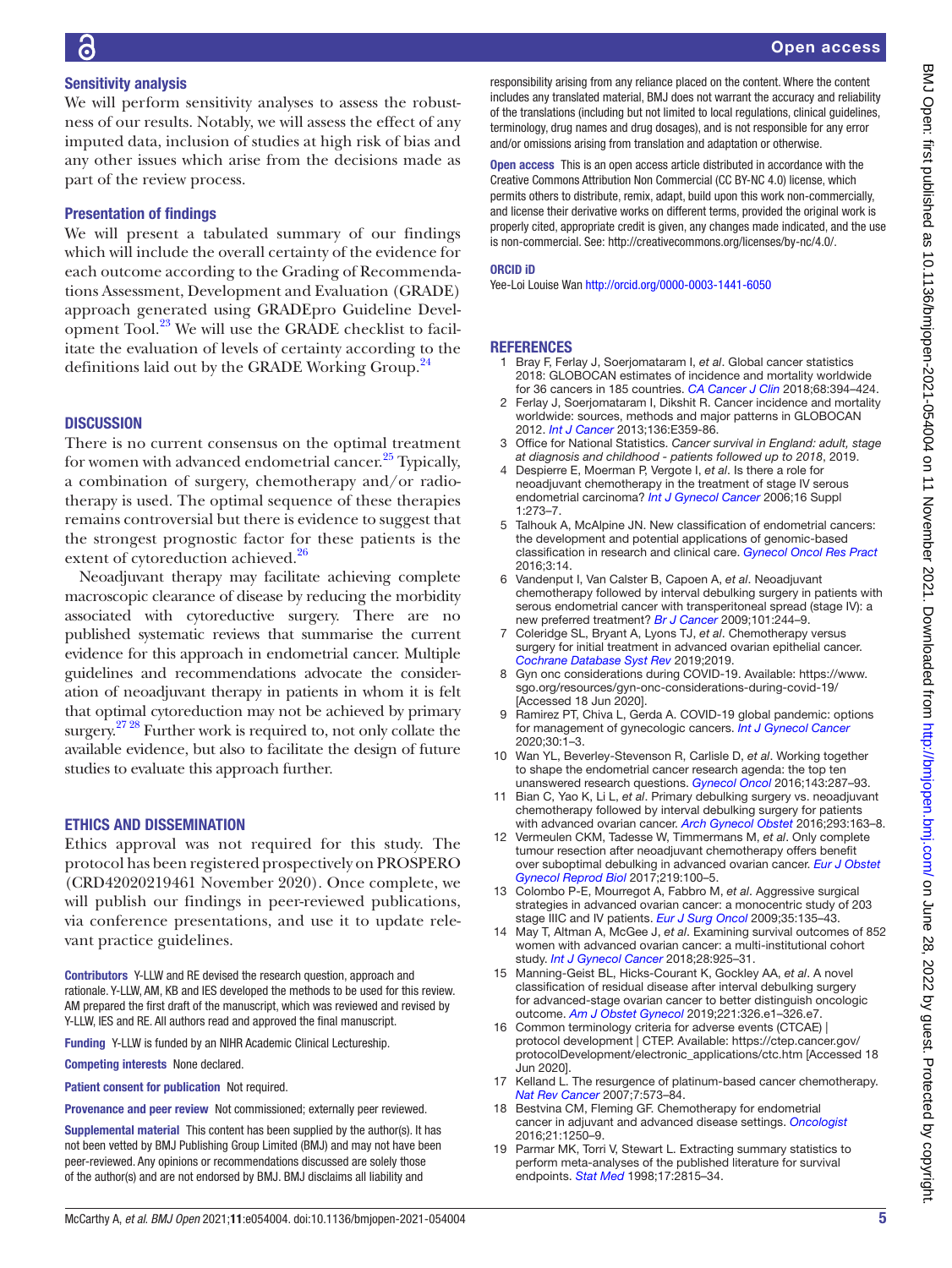### Sensitivity analysis

We will perform sensitivity analyses to assess the robustness of our results. Notably, we will assess the effect of any imputed data, inclusion of studies at high risk of bias and any other issues which arise from the decisions made as part of the review process.

### Presentation of findings

We will present a tabulated summary of our findings which will include the overall certainty of the evidence for each outcome according to the Grading of Recommendations Assessment, Development and Evaluation (GRADE) approach generated using GRADEpro Guideline Development Tool.[23] We will use the GRADE checklist to facilitate the evaluation of levels of certainty according to the definitions laid out by the GRADE Working Group.[24]

## DISCUSSION

There is no current consensus on the optimal treatment for women with advanced endometrial cancer.[25] Typically, a combination of surgery, chemotherapy and/or radiotherapy is used. The optimal sequence of these therapies remains controversial but there is evidence to suggest that the strongest prognostic factor for these patients is the extent of cytoreduction achieved.[26]

Neoadjuvant therapy may facilitate achieving complete macroscopic clearance of disease by reducing the morbidity associated with cytoreductive surgery. There are no published systematic reviews that summarise the current evidence for this approach in endometrial cancer. Multiple guidelines and recommendations advocate the consideration of neoadjuvant therapy in patients in whom it is felt that optimal cytoreduction may not be achieved by primary surgery.[27 28] Further work is required to, not only collate the available evidence, but also to facilitate the design of future studies to evaluate this approach further.

## ETHICS AND DISSEMINATION

Ethics approval was not required for this study. The protocol has been registered prospectively on PROSPERO (CRD42020219461 November 2020). Once complete, we will publish our findings in peer-reviewed publications, via conference presentations, and use it to update relevant practice guidelines.

**Contributors** Y-LLW and RE devised the research question, approach and rationale. Y-LLW, AM, KB and IES developed the methods to be used for this review. AM prepared the first draft of the manuscript, which was reviewed and revised by Y-LLW, IES and RE. All authors read and approved the final manuscript.

**Funding** Y-LLW is funded by an NIHR Academic Clinical Lectureship.

**Competing interests** None declared.

**Patient consent for publication** Not required.

**Provenance and peer review** Not commissioned; externally peer reviewed.

**Supplemental material** This content has been supplied by the author(s). It has not been vetted by BMJ Publishing Group Limited (BMJ) and may not have been peer-reviewed. Any opinions or recommendations discussed are solely those of the author(s) and are not endorsed by BMJ. BMJ disclaims all liability and responsibility arising from any reliance placed on the content. Where the content includes any translated material, BMJ does not warrant the accuracy and reliability of the translations (including but not limited to local regulations, clinical guidelines, terminology, drug names and drug dosages), and is not responsible for any error and/or omissions arising from translation and adaptation or otherwise.

**Open access** This is an open access article distributed in accordance with the Creative Commons Attribution Non Commercial (CC BY-NC 4.0) license, which permits others to distribute, remix, adapt, build upon this work non-commercially, and license their derivative works on different terms, provided the original work is properly cited, appropriate credit is given, any changes made indicated, and the use is non-commercial. See: http://creativecommons.org/licenses/by-nc/4.0/.

**ORCID iD**

Yee-Loi Louise Wan http://orcid.org/0000-0003-1441-6050

## REFERENCES

1. Bray F, Ferlay J, Soerjomataram I, *et al*. Global cancer statistics 2018: GLOBOCAN estimates of incidence and mortality worldwide for 36 cancers in 185 countries. *CA Cancer J Clin* 2018;68:394–424.
2. Ferlay J, Soerjomataram I, Dikshit R. Cancer incidence and mortality worldwide: sources, methods and major patterns in GLOBOCAN 2012. *Int J Cancer* 2013;136:E359-86.
3. Office for National Statistics. *Cancer survival in England: adult, stage at diagnosis and childhood - patients followed up to 2018*, 2019.
4. Despierre E, Moerman P, Vergote I, *et al*. Is there a role for neoadjuvant chemotherapy in the treatment of stage IV serous endometrial carcinoma? *Int J Gynecol Cancer* 2006;16 Suppl 1:273–7.
5. Talhouk A, McAlpine JN. New classification of endometrial cancers: the development and potential applications of genomic-based classification in research and clinical care. *Gynecol Oncol Res Pract* 2016;3:14.
6. Vandenput I, Van Calster B, Capoen A, *et al*. Neoadjuvant chemotherapy followed by interval debulking surgery in patients with serous endometrial cancer with transperitoneal spread (stage IV): a new preferred treatment? *Br J Cancer* 2009;101:244–9.
7. Coleridge SL, Bryant A, Lyons TJ, *et al*. Chemotherapy versus surgery for initial treatment in advanced ovarian epithelial cancer. *Cochrane Database Syst Rev* 2019;2019.
8. Gyn onc considerations during COVID-19. Available: https://www.sgo.org/resources/gyn-onc-considerations-during-covid-19/ [Accessed 18 Jun 2020].
9. Ramirez PT, Chiva L, Gerda A. COVID-19 global pandemic: options for management of gynecologic cancers. *Int J Gynecol Cancer* 2020;30:1–3.
10. Wan YL, Beverley-Stevenson R, Carlisle D, *et al*. Working together to shape the endometrial cancer research agenda: the top ten unanswered research questions. *Gynecol Oncol* 2016;143:287–93.
11. Bian C, Yao K, Li L, *et al*. Primary debulking surgery vs. neoadjuvant chemotherapy followed by interval debulking surgery for patients with advanced ovarian cancer. *Arch Gynecol Obstet* 2016;293:163–8.
12. Vermeulen CKM, Tadesse W, Timmermans M, *et al*. Only complete tumour resection after neoadjuvant chemotherapy offers benefit over suboptimal debulking in advanced ovarian cancer. *Eur J Obstet Gynecol Reprod Biol* 2017;219:100–5.
13. Colombo P-E, Mourregot A, Fabbro M, *et al*. Aggressive surgical strategies in advanced ovarian cancer: a monocentric study of 203 stage IIIC and IV patients. *Eur J Surg Oncol* 2009;35:135–43.
14. May T, Altman A, McGee J, *et al*. Examining survival outcomes of 852 women with advanced ovarian cancer: a multi-institutional cohort study. *Int J Gynecol Cancer* 2018;28:925–31.
15. Manning-Geist BL, Hicks-Courant K, Gockley AA, *et al*. A novel classification of residual disease after interval debulking surgery for advanced-stage ovarian cancer to better distinguish oncologic outcome. *Am J Obstet Gynecol* 2019;221:326.e1–326.e7.
16. Common terminology criteria for adverse events (CTCAE) | protocol development | CTEP. Available: https://ctep.cancer.gov/protocolDevelopment/electronic_applications/ctc.htm [Accessed 18 Jun 2020].
17. Kelland L. The resurgence of platinum-based cancer chemotherapy. *Nat Rev Cancer* 2007;7:573–84.
18. Bestvina CM, Fleming GF. Chemotherapy for endometrial cancer in adjuvant and advanced disease settings. *Oncologist* 2016;21:1250–9.
19. Parmar MK, Torri V, Stewart L. Extracting summary statistics to perform meta-analyses of the published literature for survival endpoints. *Stat Med* 1998;17:2815–34.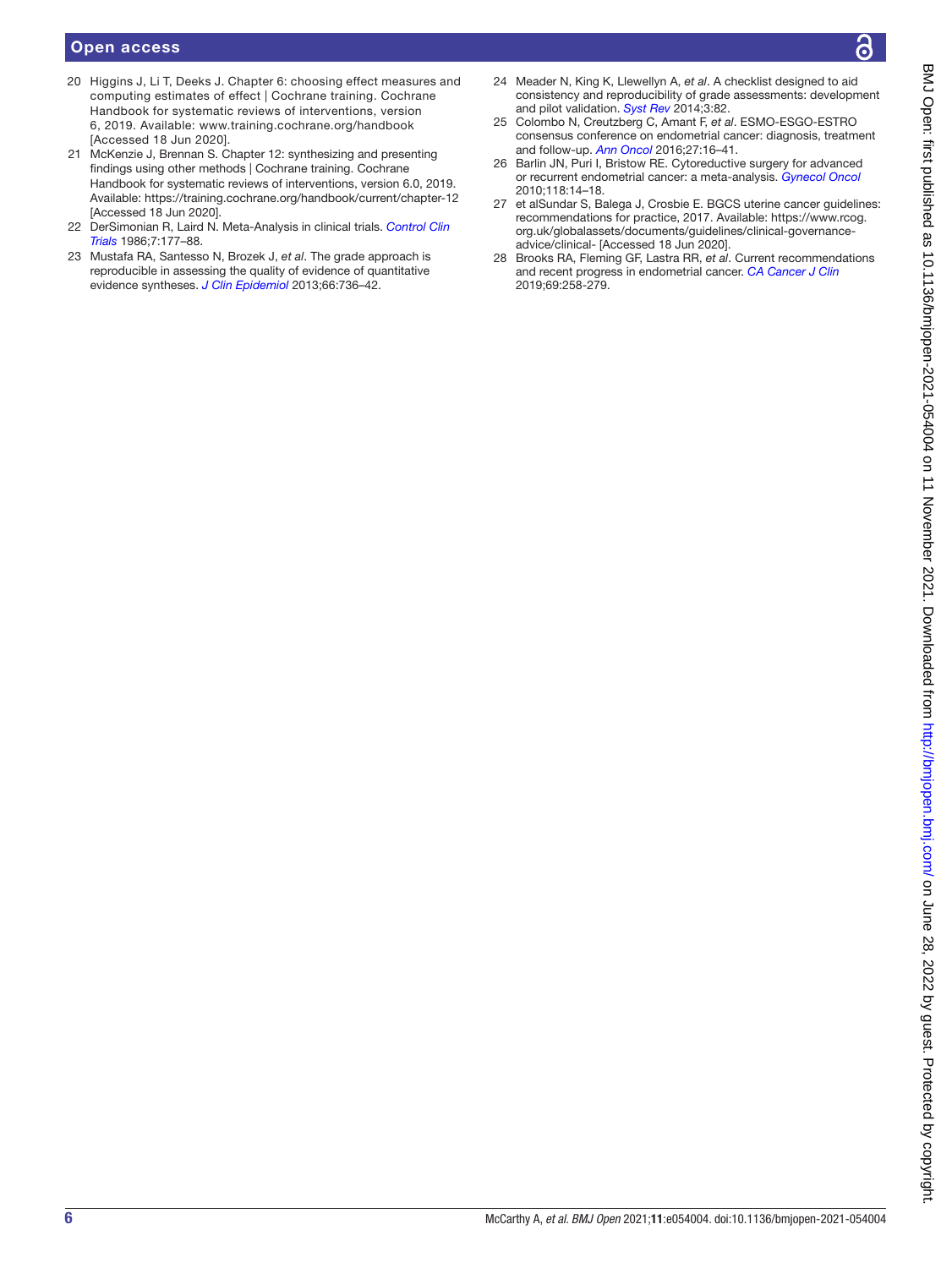20 Higgins J, Li T, Deeks J. Chapter 6: choosing effect measures and computing estimates of effect | Cochrane training. Cochrane Handbook for systematic reviews of interventions, version 6, 2019. Available: www.training.cochrane.org/handbook [Accessed 18 Jun 2020].
21 McKenzie J, Brennan S. Chapter 12: synthesizing and presenting findings using other methods | Cochrane training. Cochrane Handbook for systematic reviews of interventions, version 6.0, 2019. Available: https://training.cochrane.org/handbook/current/chapter-12 [Accessed 18 Jun 2020].
22 DerSimonian R, Laird N. Meta-Analysis in clinical trials. *Control Clin Trials* 1986;7:177–88.
23 Mustafa RA, Santesso N, Brozek J, *et al*. The grade approach is reproducible in assessing the quality of evidence of quantitative evidence syntheses. *J Clin Epidemiol* 2013;66:736–42.
24 Meader N, King K, Llewellyn A, *et al*. A checklist designed to aid consistency and reproducibility of grade assessments: development and pilot validation. *Syst Rev* 2014;3:82.
25 Colombo N, Creutzberg C, Amant F, *et al*. ESMO-ESGO-ESTRO consensus conference on endometrial cancer: diagnosis, treatment and follow-up. *Ann Oncol* 2016;27:16–41.
26 Barlin JN, Puri I, Bristow RE. Cytoreductive surgery for advanced or recurrent endometrial cancer: a meta-analysis. *Gynecol Oncol* 2010;118:14–18.
27 et alSundar S, Balega J, Crosbie E. BGCS uterine cancer guidelines: recommendations for practice, 2017. Available: https://www.rcog.org.uk/globalassets/documents/guidelines/clinical-governance-advice/clinical- [Accessed 18 Jun 2020].
28 Brooks RA, Fleming GF, Lastra RR, *et al*. Current recommendations and recent progress in endometrial cancer. *CA Cancer J Clin* 2019;69:258-279.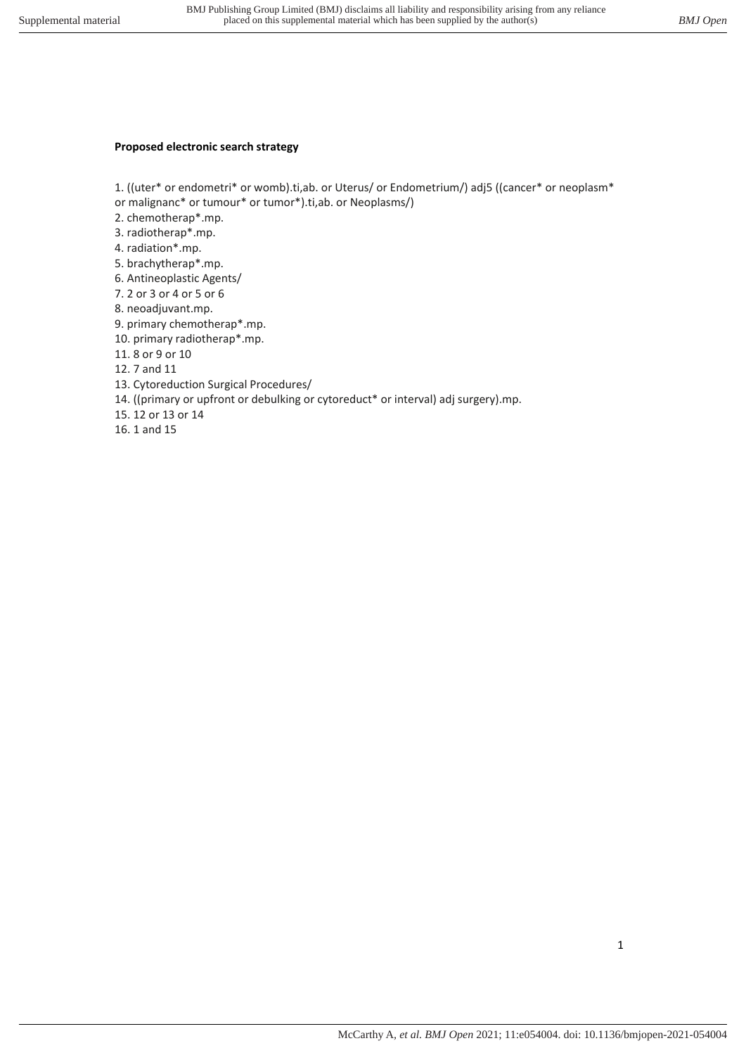**Proposed electronic search strategy**

1. ((uter* or endometri* or womb).ti,ab. or Uterus/ or Endometrium/) adj5 ((cancer* or neoplasm* or malignanc* or tumour* or tumor*).ti,ab. or Neoplasms/)
2. chemotherap*.mp.
3. radiotherap*.mp.
4. radiation*.mp.
5. brachytherap*.mp.
6. Antineoplastic Agents/
7. 2 or 3 or 4 or 5 or 6
8. neoadjuvant.mp.
9. primary chemotherap*.mp.
10. primary radiotherap*.mp.
11. 8 or 9 or 10
12. 7 and 11
13. Cytoreduction Surgical Procedures/
14. ((primary or upfront or debulking or cytoreduct* or interval) adj surgery).mp.
15. 12 or 13 or 14
16. 1 and 15